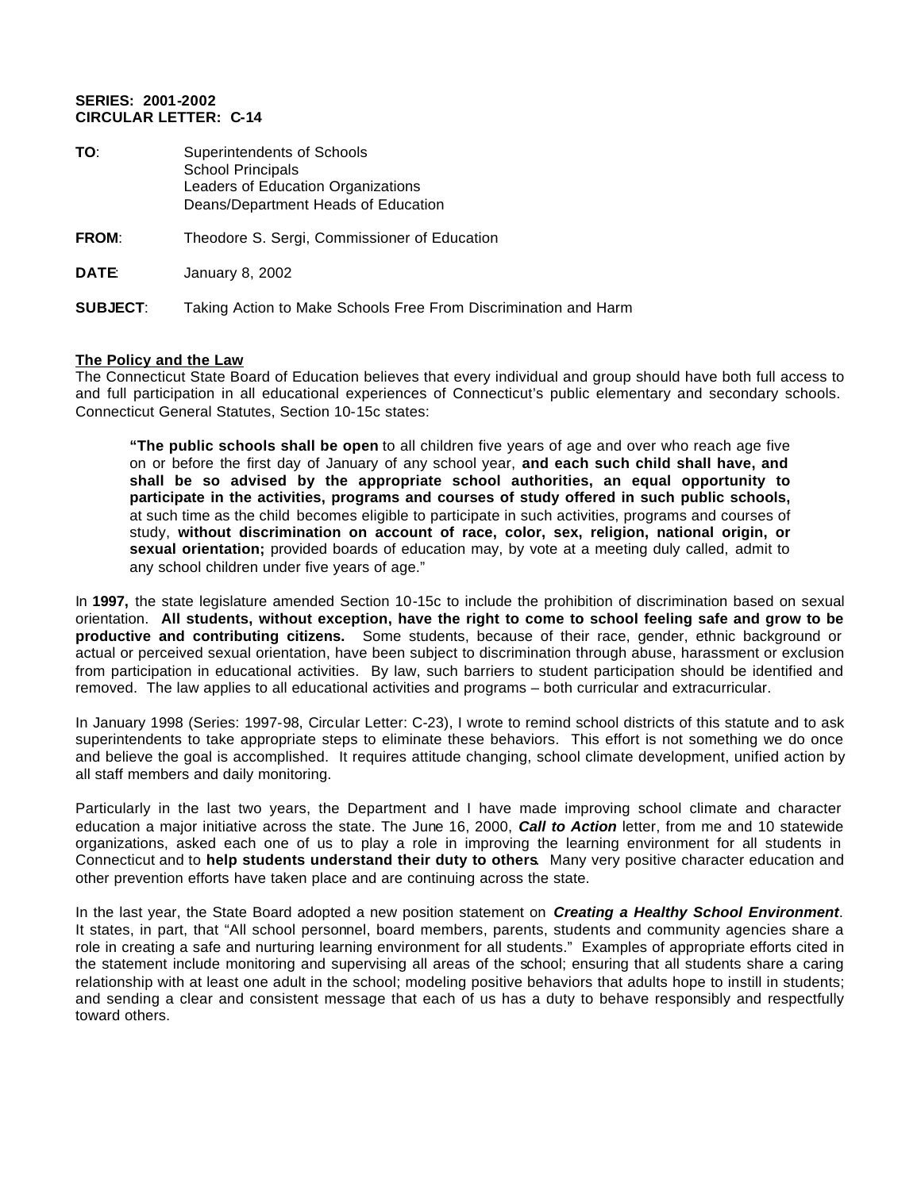**SERIES: 2001-2002**
**CIRCULAR LETTER: C-14**

**TO**: Superintendents of Schools
School Principals
Leaders of Education Organizations
Deans/Department Heads of Education

**FROM**: Theodore S. Sergi, Commissioner of Education

**DATE**: January 8, 2002

**SUBJECT**: Taking Action to Make Schools Free From Discrimination and Harm

**The Policy and the Law**

The Connecticut State Board of Education believes that every individual and group should have both full access to and full participation in all educational experiences of Connecticut's public elementary and secondary schools. Connecticut General Statutes, Section 10-15c states:

> **"The public schools shall be open** to all children five years of age and over who reach age five on or before the first day of January of any school year, **and each such child shall have, and shall be so advised by the appropriate school authorities, an equal opportunity to participate in the activities, programs and courses of study offered in such public schools,** at such time as the child becomes eligible to participate in such activities, programs and courses of study, **without discrimination on account of race, color, sex, religion, national origin, or sexual orientation;** provided boards of education may, by vote at a meeting duly called, admit to any school children under five years of age."

In **1997,** the state legislature amended Section 10-15c to include the prohibition of discrimination based on sexual orientation. **All students, without exception, have the right to come to school feeling safe and grow to be productive and contributing citizens.** Some students, because of their race, gender, ethnic background or actual or perceived sexual orientation, have been subject to discrimination through abuse, harassment or exclusion from participation in educational activities. By law, such barriers to student participation should be identified and removed. The law applies to all educational activities and programs – both curricular and extracurricular.

In January 1998 (Series: 1997-98, Circular Letter: C-23), I wrote to remind school districts of this statute and to ask superintendents to take appropriate steps to eliminate these behaviors. This effort is not something we do once and believe the goal is accomplished. It requires attitude changing, school climate development, unified action by all staff members and daily monitoring.

Particularly in the last two years, the Department and I have made improving school climate and character education a major initiative across the state. The June 16, 2000, ***Call to Action*** letter, from me and 10 statewide organizations, asked each one of us to play a role in improving the learning environment for all students in Connecticut and to **help students understand their duty to others**. Many very positive character education and other prevention efforts have taken place and are continuing across the state.

In the last year, the State Board adopted a new position statement on ***Creating a Healthy School Environment***. It states, in part, that "All school personnel, board members, parents, students and community agencies share a role in creating a safe and nurturing learning environment for all students." Examples of appropriate efforts cited in the statement include monitoring and supervising all areas of the school; ensuring that all students share a caring relationship with at least one adult in the school; modeling positive behaviors that adults hope to instill in students; and sending a clear and consistent message that each of us has a duty to behave responsibly and respectfully toward others.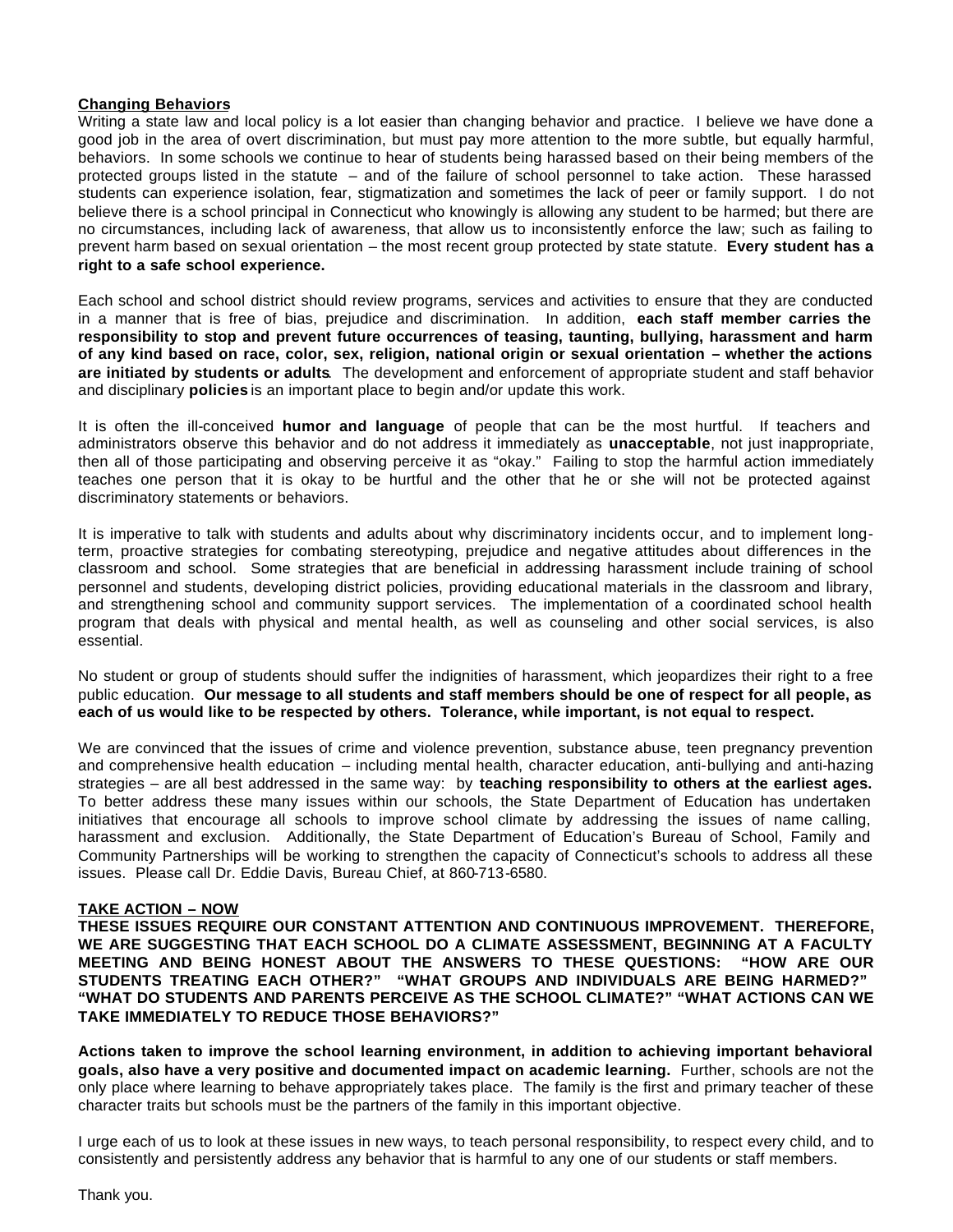**Changing Behaviors**

Writing a state law and local policy is a lot easier than changing behavior and practice. I believe we have done a good job in the area of overt discrimination, but must pay more attention to the more subtle, but equally harmful, behaviors. In some schools we continue to hear of students being harassed based on their being members of the protected groups listed in the statute – and of the failure of school personnel to take action. These harassed students can experience isolation, fear, stigmatization and sometimes the lack of peer or family support. I do not believe there is a school principal in Connecticut who knowingly is allowing any student to be harmed; but there are no circumstances, including lack of awareness, that allow us to inconsistently enforce the law; such as failing to prevent harm based on sexual orientation – the most recent group protected by state statute. **Every student has a right to a safe school experience.**

Each school and school district should review programs, services and activities to ensure that they are conducted in a manner that is free of bias, prejudice and discrimination. In addition, **each staff member carries the responsibility to stop and prevent future occurrences of teasing, taunting, bullying, harassment and harm of any kind based on race, color, sex, religion, national origin or sexual orientation – whether the actions are initiated by students or adults**. The development and enforcement of appropriate student and staff behavior and disciplinary **policies** is an important place to begin and/or update this work.

It is often the ill-conceived **humor and language** of people that can be the most hurtful. If teachers and administrators observe this behavior and do not address it immediately as **unacceptable**, not just inappropriate, then all of those participating and observing perceive it as "okay." Failing to stop the harmful action immediately teaches one person that it is okay to be hurtful and the other that he or she will not be protected against discriminatory statements or behaviors.

It is imperative to talk with students and adults about why discriminatory incidents occur, and to implement long-term, proactive strategies for combating stereotyping, prejudice and negative attitudes about differences in the classroom and school. Some strategies that are beneficial in addressing harassment include training of school personnel and students, developing district policies, providing educational materials in the classroom and library, and strengthening school and community support services. The implementation of a coordinated school health program that deals with physical and mental health, as well as counseling and other social services, is also essential.

No student or group of students should suffer the indignities of harassment, which jeopardizes their right to a free public education. **Our message to all students and staff members should be one of respect for all people, as each of us would like to be respected by others. Tolerance, while important, is not equal to respect.**

We are convinced that the issues of crime and violence prevention, substance abuse, teen pregnancy prevention and comprehensive health education – including mental health, character education, anti-bullying and anti-hazing strategies – are all best addressed in the same way: by **teaching responsibility to others at the earliest ages.** To better address these many issues within our schools, the State Department of Education has undertaken initiatives that encourage all schools to improve school climate by addressing the issues of name calling, harassment and exclusion. Additionally, the State Department of Education's Bureau of School, Family and Community Partnerships will be working to strengthen the capacity of Connecticut's schools to address all these issues. Please call Dr. Eddie Davis, Bureau Chief, at 860-713-6580.

**TAKE ACTION – NOW**

**THESE ISSUES REQUIRE OUR CONSTANT ATTENTION AND CONTINUOUS IMPROVEMENT. THEREFORE, WE ARE SUGGESTING THAT EACH SCHOOL DO A CLIMATE ASSESSMENT, BEGINNING AT A FACULTY MEETING AND BEING HONEST ABOUT THE ANSWERS TO THESE QUESTIONS: "HOW ARE OUR STUDENTS TREATING EACH OTHER?" "WHAT GROUPS AND INDIVIDUALS ARE BEING HARMED?" "WHAT DO STUDENTS AND PARENTS PERCEIVE AS THE SCHOOL CLIMATE?" "WHAT ACTIONS CAN WE TAKE IMMEDIATELY TO REDUCE THOSE BEHAVIORS?"**

**Actions taken to improve the school learning environment, in addition to achieving important behavioral goals, also have a very positive and documented impact on academic learning.** Further, schools are not the only place where learning to behave appropriately takes place. The family is the first and primary teacher of these character traits but schools must be the partners of the family in this important objective.

I urge each of us to look at these issues in new ways, to teach personal responsibility, to respect every child, and to consistently and persistently address any behavior that is harmful to any one of our students or staff members.

Thank you.